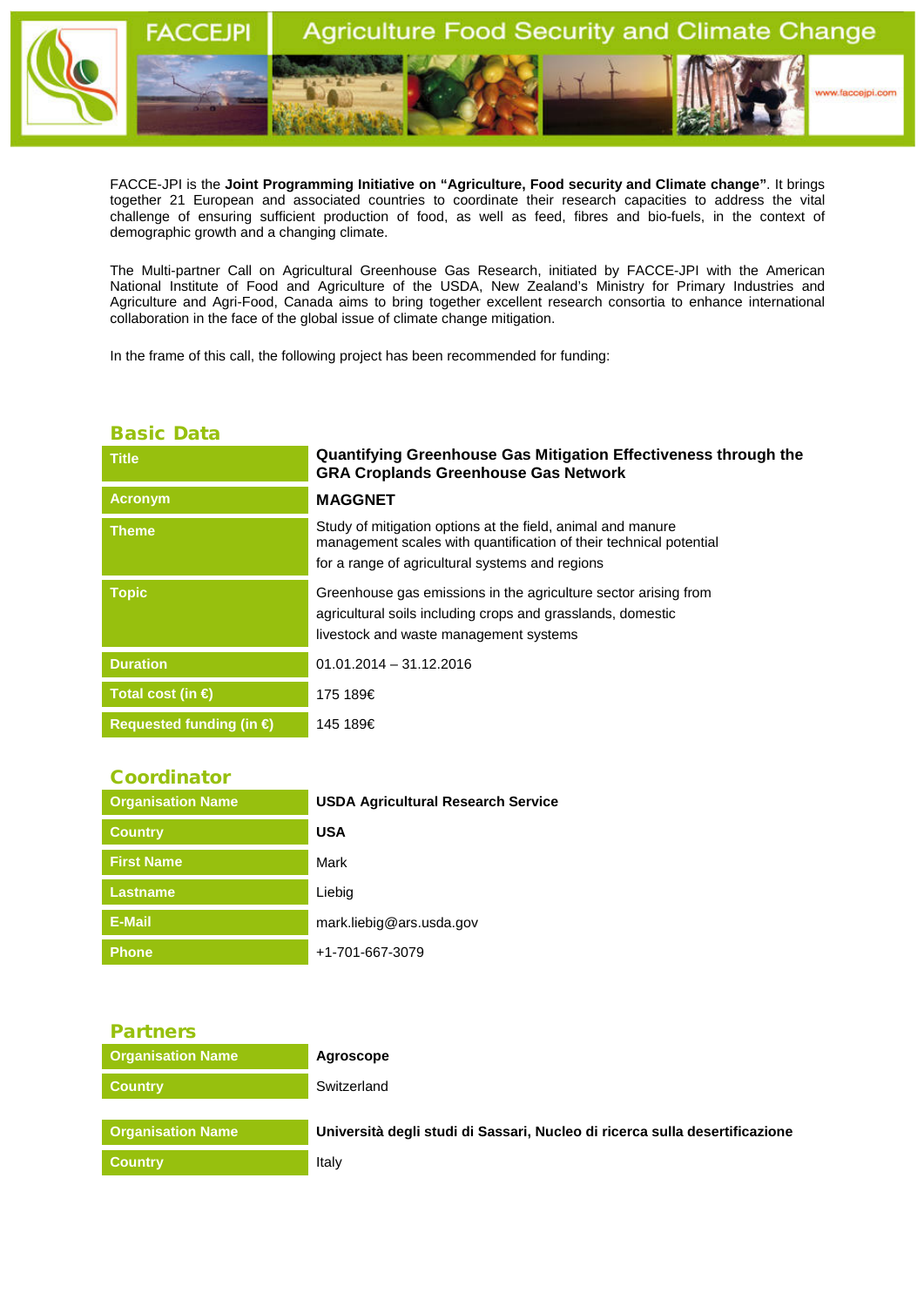# FACCEJPI — Agriculture Food Security and Climate Change

FACCE-JPI is the **Joint Programming Initiative on "Agriculture, Food security and Climate change"**. It brings together 21 European and associated countries to coordinate their research capacities to address the vital challenge of ensuring sufficient production of food, as well as feed, fibres and bio-fuels, in the context of demographic growth and a changing climate.

The Multi-partner Call on Agricultural Greenhouse Gas Research, initiated by FACCE-JPI with the American National Institute of Food and Agriculture of the USDA, New Zealand's Ministry for Primary Industries and Agriculture and Agri-Food, Canada aims to bring together excellent research consortia to enhance international collaboration in the face of the global issue of climate change mitigation.

In the frame of this call, the following project has been recommended for funding:

## Basic Data

| | |
|---|---|
| Title | **Quantifying Greenhouse Gas Mitigation Effectiveness through the GRA Croplands Greenhouse Gas Network** |
| Acronym | **MAGGNET** |
| Theme | Study of mitigation options at the field, animal and manure management scales with quantification of their technical potential for a range of agricultural systems and regions |
| Topic | Greenhouse gas emissions in the agriculture sector arising from agricultural soils including crops and grasslands, domestic livestock and waste management systems |
| Duration | 01.01.2014 – 31.12.2016 |
| Total cost (in €) | 175 189€ |
| Requested funding (in €) | 145 189€ |

## Coordinator

| | |
|---|---|
| Organisation Name | **USDA Agricultural Research Service** |
| Country | **USA** |
| First Name | Mark |
| Lastname | Liebig |
| E-Mail | mark.liebig@ars.usda.gov |
| Phone | +1-701-667-3079 |

## Partners

| | |
|---|---|
| Organisation Name | **Agroscope** |
| Country | Switzerland |

| | |
|---|---|
| Organisation Name | **Università degli studi di Sassari, Nucleo di ricerca sulla desertificazione** |
| Country | Italy |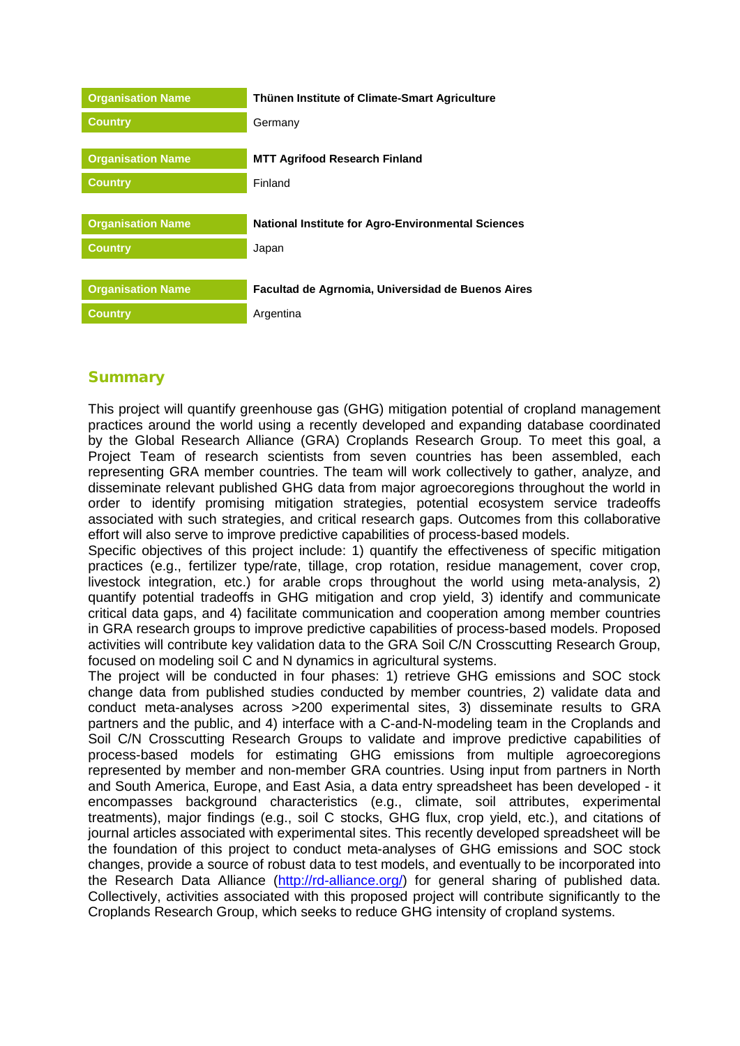| | |
|---|---|
| **Organisation Name** | **Thünen Institute of Climate-Smart Agriculture** |
| **Country** | Germany |
| **Organisation Name** | **MTT Agrifood Research Finland** |
| **Country** | Finland |
| **Organisation Name** | **National Institute for Agro-Environmental Sciences** |
| **Country** | Japan |
| **Organisation Name** | **Facultad de Agrnomia, Universidad de Buenos Aires** |
| **Country** | Argentina |

## Summary

This project will quantify greenhouse gas (GHG) mitigation potential of cropland management practices around the world using a recently developed and expanding database coordinated by the Global Research Alliance (GRA) Croplands Research Group. To meet this goal, a Project Team of research scientists from seven countries has been assembled, each representing GRA member countries. The team will work collectively to gather, analyze, and disseminate relevant published GHG data from major agroecoregions throughout the world in order to identify promising mitigation strategies, potential ecosystem service tradeoffs associated with such strategies, and critical research gaps. Outcomes from this collaborative effort will also serve to improve predictive capabilities of process-based models.

Specific objectives of this project include: 1) quantify the effectiveness of specific mitigation practices (e.g., fertilizer type/rate, tillage, crop rotation, residue management, cover crop, livestock integration, etc.) for arable crops throughout the world using meta-analysis, 2) quantify potential tradeoffs in GHG mitigation and crop yield, 3) identify and communicate critical data gaps, and 4) facilitate communication and cooperation among member countries in GRA research groups to improve predictive capabilities of process-based models. Proposed activities will contribute key validation data to the GRA Soil C/N Crosscutting Research Group, focused on modeling soil C and N dynamics in agricultural systems.

The project will be conducted in four phases: 1) retrieve GHG emissions and SOC stock change data from published studies conducted by member countries, 2) validate data and conduct meta-analyses across >200 experimental sites, 3) disseminate results to GRA partners and the public, and 4) interface with a C-and-N-modeling team in the Croplands and Soil C/N Crosscutting Research Groups to validate and improve predictive capabilities of process-based models for estimating GHG emissions from multiple agroecoregions represented by member and non-member GRA countries. Using input from partners in North and South America, Europe, and East Asia, a data entry spreadsheet has been developed - it encompasses background characteristics (e.g., climate, soil attributes, experimental treatments), major findings (e.g., soil C stocks, GHG flux, crop yield, etc.), and citations of journal articles associated with experimental sites. This recently developed spreadsheet will be the foundation of this project to conduct meta-analyses of GHG emissions and SOC stock changes, provide a source of robust data to test models, and eventually to be incorporated into the Research Data Alliance (http://rd-alliance.org/) for general sharing of published data. Collectively, activities associated with this proposed project will contribute significantly to the Croplands Research Group, which seeks to reduce GHG intensity of cropland systems.